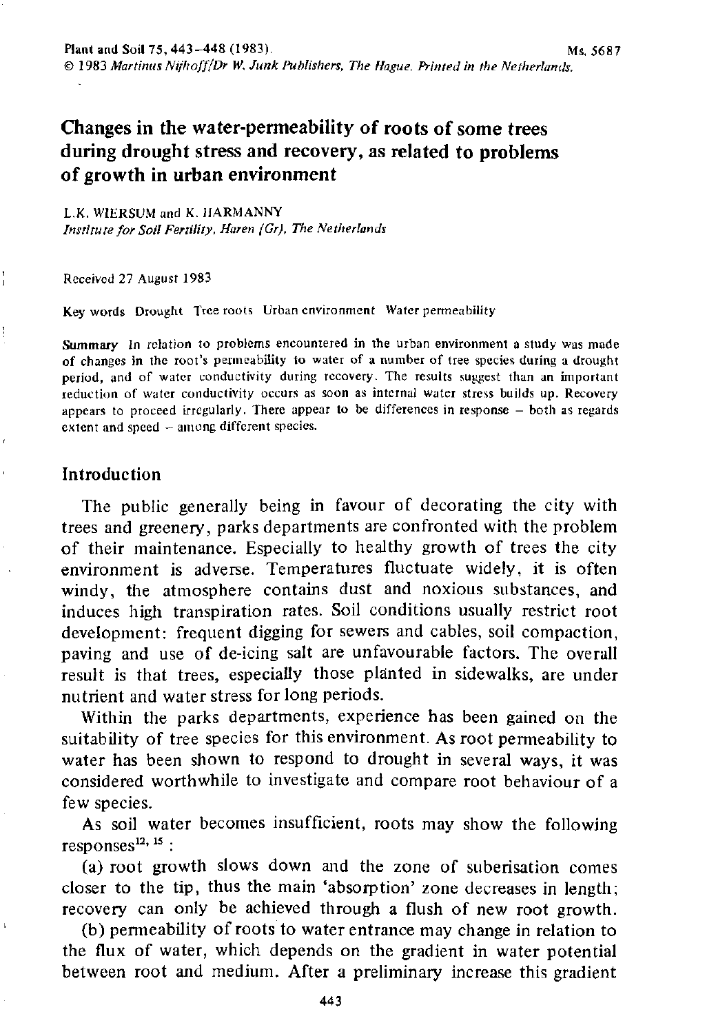# Changes in the water-permeability of roots of some trees during drought stress and recovery, as related to problems of growth in urban environment

L.K. WIERSUM and K. HARMANNY
*Institute for Soil Fertility, Haren (Gr), The Netherlands*

Received 27 August 1983

Key words Drought Tree roots Urban environment Water permeability

**Summary** In relation to problems encountered in the urban environment a study was made of changes in the root's permeability to water of a number of tree species during a drought period, and of water conductivity during recovery. The results suggest than an important reduction of water conductivity occurs as soon as internal water stress builds up. Recovery appears to proceed irregularly. There appear to be differences in response – both as regards extent and speed – among different species.

## Introduction

The public generally being in favour of decorating the city with trees and greenery, parks departments are confronted with the problem of their maintenance. Especially to healthy growth of trees the city environment is adverse. Temperatures fluctuate widely, it is often windy, the atmosphere contains dust and noxious substances, and induces high transpiration rates. Soil conditions usually restrict root development: frequent digging for sewers and cables, soil compaction, paving and use of de-icing salt are unfavourable factors. The overall result is that trees, especially those planted in sidewalks, are under nutrient and water stress for long periods.

Within the parks departments, experience has been gained on the suitability of tree species for this environment. As root permeability to water has been shown to respond to drought in several ways, it was considered worthwhile to investigate and compare root behaviour of a few species.

As soil water becomes insufficient, roots may show the following responses[12, 15] :

(a) root growth slows down and the zone of suberisation comes closer to the tip, thus the main 'absorption' zone decreases in length; recovery can only be achieved through a flush of new root growth.

(b) permeability of roots to water entrance may change in relation to the flux of water, which depends on the gradient in water potential between root and medium. After a preliminary increase this gradient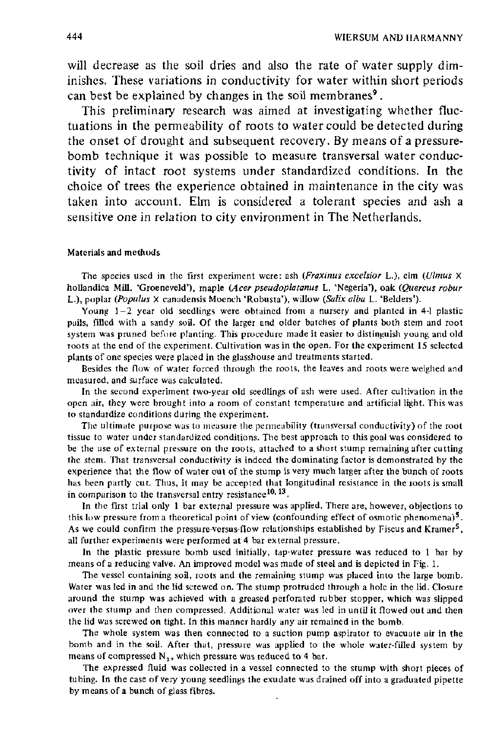will decrease as the soil dries and also the rate of water supply diminishes. These variations in conductivity for water within short periods can best be explained by changes in the soil membranes[9].

This preliminary research was aimed at investigating whether fluctuations in the permeability of roots to water could be detected during the onset of drought and subsequent recovery. By means of a pressure-bomb technique it was possible to measure transversal water conductivity of intact root systems under standardized conditions. In the choice of trees the experience obtained in maintenance in the city was taken into account. Elm is considered a tolerant species and ash a sensitive one in relation to city environment in The Netherlands.

## Materials and methods

The species used in the first experiment were: ash (*Fraxinus excelsior* L.), elm (*Ulmus* x hollandica Mill. 'Groeneveld'), maple (*Acer pseudoplatanus* L. 'Negeria'), oak (*Quercus robur* L.), poplar (*Populus* x canadensis Moench 'Robusta'), willow (*Salix alba* L. 'Belders').

Young 1–2 year old seedlings were obtained from a nursery and planted in 4-l plastic pails, filled with a sandy soil. Of the larger and older batches of plants both stem and root system was pruned before planting. This procedure made it easier to distinguish young and old roots at the end of the experiment. Cultivation was in the open. For the experiment 15 selected plants of one species were placed in the glasshouse and treatments started.

Besides the flow of water forced through the roots, the leaves and roots were weighed and measured, and surface was calculated.

In the second experiment two-year old seedlings of ash were used. After cultivation in the open air, they were brought into a room of constant temperature and artificial light. This was to standardize conditions during the experiment.

The ultimate purpose was to measure the permeability (transversal conductivity) of the root tissue to water under standardized conditions. The best approach to this goal was considered to be the use of external pressure on the roots, attached to a short stump remaining after cutting the stem. That transversal conductivity is indeed the dominating factor is demonstrated by the experience that the flow of water out of the stump is very much larger after the bunch of roots has been partly cut. Thus, it may be accepted that longitudinal resistance in the roots is small in comparison to the transversal entry resistance[10, 13].

In the first trial only 1 bar external pressure was applied. There are, however, objections to this low pressure from a theoretical point of view (confounding effect of osmotic phenomena)[5]. As we could confirm the pressure-versus-flow relationships established by Fiscus and Kramer[5], all further experiments were performed at 4 bar external pressure.

In the plastic pressure bomb used initially, tap-water pressure was reduced to 1 bar by means of a reducing valve. An improved model was made of steel and is depicted in Fig. 1.

The vessel containing soil, roots and the remaining stump was placed into the large bomb. Water was led in and the lid screwed on. The stump protruded through a hole in the lid. Closure around the stump was achieved with a greased perforated rubber stopper, which was slipped over the stump and then compressed. Additional water was led in until it flowed out and then the lid was screwed on tight. In this manner hardly any air remained in the bomb.

The whole system was then connected to a suction pump aspirator to evacuate air in the bomb and in the soil. After that, pressure was applied to the whole water-filled system by means of compressed $N_2$, which pressure was reduced to 4 bar.

The expressed fluid was collected in a vessel connected to the stump with short pieces of tubing. In the case of very young seedlings the exudate was drained off into a graduated pipette by means of a bunch of glass fibres.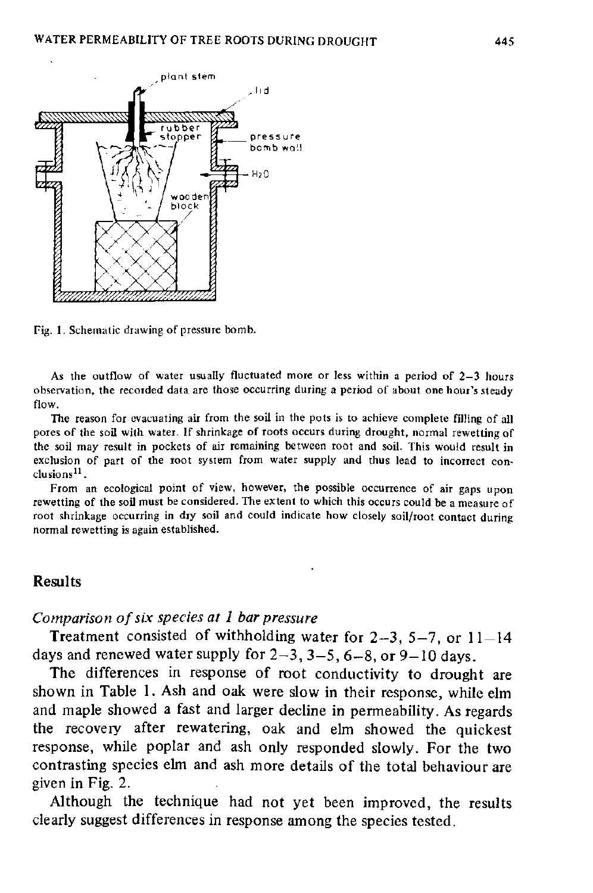Fig. 1. Schematic drawing of pressure bomb.

As the outflow of water usually fluctuated more or less within a period of 2–3 hours observation, the recorded data are those occurring during a period of about one hour's steady flow.

The reason for evacuating air from the soil in the pots is to achieve complete filling of all pores of the soil with water. If shrinkage of roots occurs during drought, normal rewetting of the soil may result in pockets of air remaining between root and soil. This would result in exclusion of part of the root system from water supply and thus lead to incorrect conclusions[11].

From an ecological point of view, however, the possible occurrence of air gaps upon rewetting of the soil must be considered. The extent to which this occurs could be a measure of root shrinkage occurring in dry soil and could indicate how closely soil/root contact during normal rewetting is again established.

## Results

### *Comparison of six species at 1 bar pressure*

Treatment consisted of withholding water for 2–3, 5–7, or 11–14 days and renewed water supply for 2–3, 3–5, 6–8, or 9–10 days.

The differences in response of root conductivity to drought are shown in Table 1. Ash and oak were slow in their response, while elm and maple showed a fast and larger decline in permeability. As regards the recovery after rewatering, oak and elm showed the quickest response, while poplar and ash only responded slowly. For the two contrasting species elm and ash more details of the total behaviour are given in Fig. 2.

Although the technique had not yet been improved, the results clearly suggest differences in response among the species tested.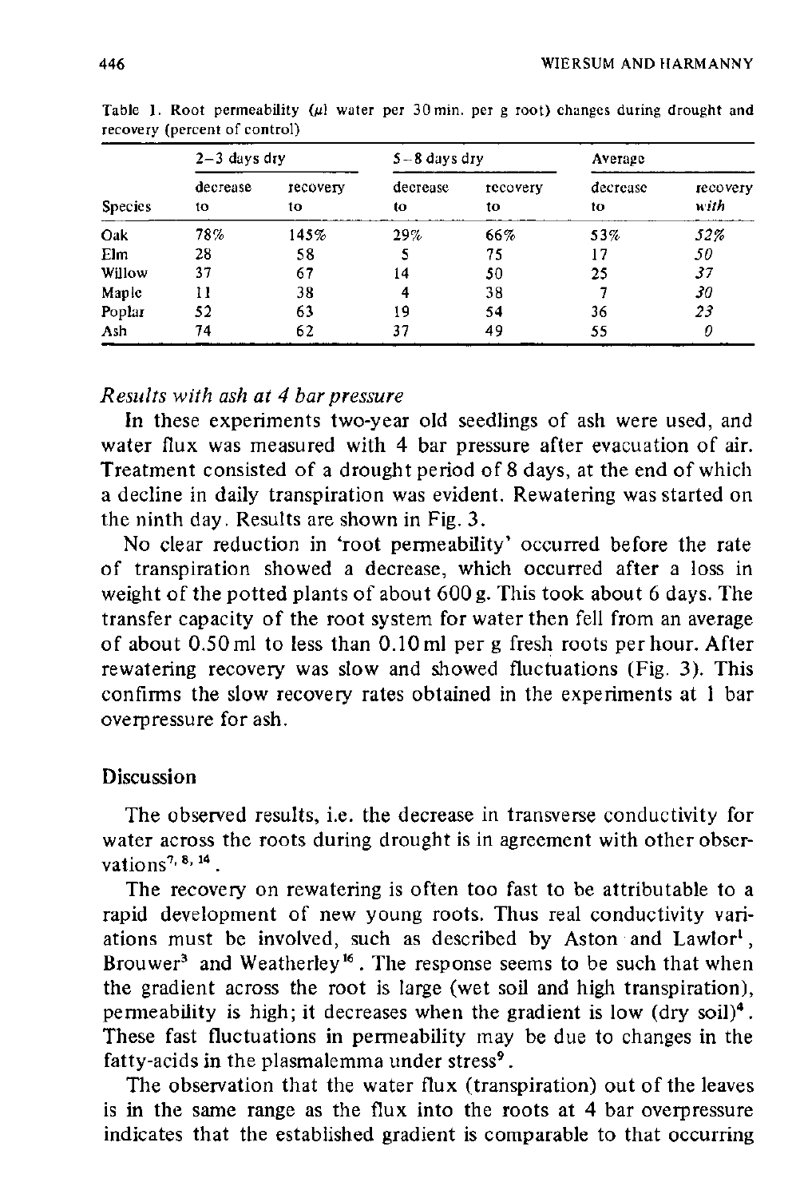Table 1. Root permeability (μl water per 30 min. per g root) changes during drought and recovery (percent of control)

| Species | 2–3 days dry | | 5–8 days dry | | Average | |
|---|---|---|---|---|---|---|
| | decrease to | recovery to | decrease to | recovery to | decrease to | *recovery with* |
| Oak | 78% | 145% | 29% | 66% | 53% | *52%* |
| Elm | 28 | 58 | 5 | 75 | 17 | *50* |
| Willow | 37 | 67 | 14 | 50 | 25 | *37* |
| Maple | 11 | 38 | 4 | 38 | 7 | *30* |
| Poplar | 52 | 63 | 19 | 54 | 36 | *23* |
| Ash | 74 | 62 | 37 | 49 | 55 | *0* |

### *Results with ash at 4 bar pressure*

In these experiments two-year old seedlings of ash were used, and water flux was measured with 4 bar pressure after evacuation of air. Treatment consisted of a drought period of 8 days, at the end of which a decline in daily transpiration was evident. Rewatering was started on the ninth day. Results are shown in Fig. 3.

No clear reduction in 'root permeability' occurred before the rate of transpiration showed a decrease, which occurred after a loss in weight of the potted plants of about 600 g. This took about 6 days. The transfer capacity of the root system for water then fell from an average of about 0.50 ml to less than 0.10 ml per g fresh roots per hour. After rewatering recovery was slow and showed fluctuations (Fig. 3). This confirms the slow recovery rates obtained in the experiments at 1 bar overpressure for ash.

## Discussion

The observed results, i.e. the decrease in transverse conductivity for water across the roots during drought is in agreement with other observations[7, 8, 14].

The recovery on rewatering is often too fast to be attributable to a rapid development of new young roots. Thus real conductivity variations must be involved, such as described by Aston and Lawlor[1], Brouwer[3] and Weatherley[16]. The response seems to be such that when the gradient across the root is large (wet soil and high transpiration), permeability is high; it decreases when the gradient is low (dry soil)[4]. These fast fluctuations in permeability may be due to changes in the fatty-acids in the plasmalemma under stress[9].

The observation that the water flux (transpiration) out of the leaves is in the same range as the flux into the roots at 4 bar overpressure indicates that the established gradient is comparable to that occurring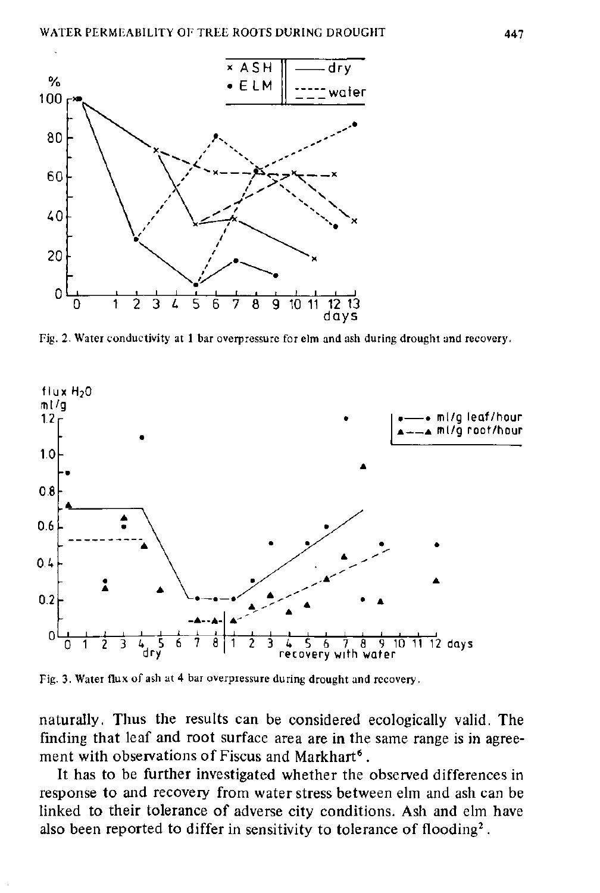Fig. 2. Water conductivity at 1 bar overpressure for elm and ash during drought and recovery.

Fig. 3. Water flux of ash at 4 bar overpressure during drought and recovery.

naturally. Thus the results can be considered ecologically valid. The finding that leaf and root surface area are in the same range is in agreement with observations of Fiscus and Markhart[6].

It has to be further investigated whether the observed differences in response to and recovery from water stress between elm and ash can be linked to their tolerance of adverse city conditions. Ash and elm have also been reported to differ in sensitivity to tolerance of flooding[2].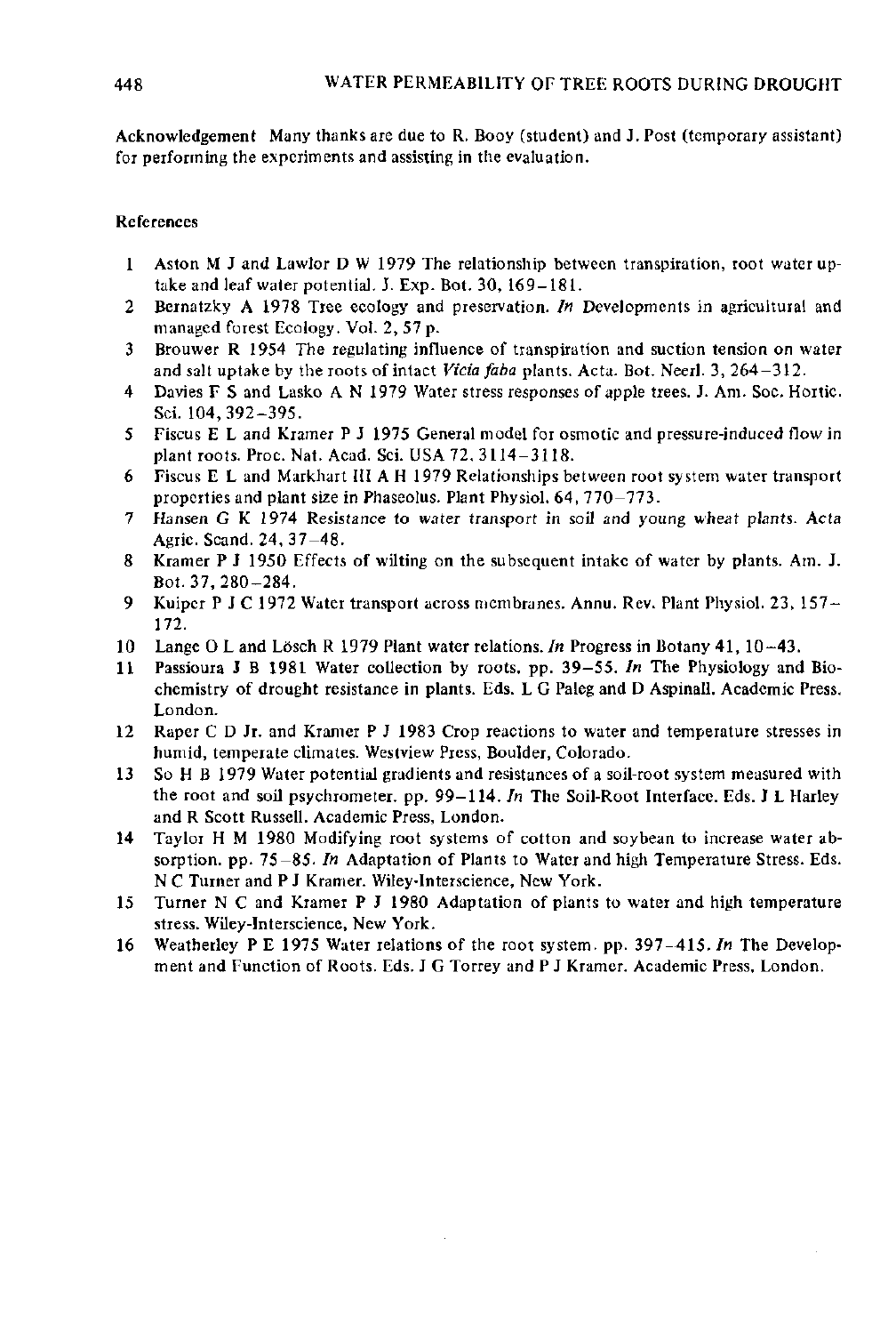**Acknowledgement** Many thanks are due to R. Booy (student) and J. Post (temporary assistant) for performing the experiments and assisting in the evaluation.

## References

1. Aston M J and Lawlor D W 1979 The relationship between transpiration, root water uptake and leaf water potential. J. Exp. Bot. 30, 169–181.
2. Bernatzky A 1978 Tree ecology and preservation. *In* Developments in agricultural and managed forest Ecology. Vol. 2, 57 p.
3. Brouwer R 1954 The regulating influence of transpiration and suction tension on water and salt uptake by the roots of intact *Vicia faba* plants. Acta. Bot. Neerl. 3, 264–312.
4. Davies F S and Lasko A N 1979 Water stress responses of apple trees. J. Am. Soc. Hortic. Sci. 104, 392–395.
5. Fiscus E L and Kramer P J 1975 General model for osmotic and pressure-induced flow in plant roots. Proc. Nat. Acad. Sci. USA 72, 3114–3118.
6. Fiscus E L and Markhart III A H 1979 Relationships between root system water transport properties and plant size in Phaseolus. Plant Physiol. 64, 770–773.
7. Hansen G K 1974 Resistance to water transport in soil and young wheat plants. Acta Agric. Scand. 24, 37–48.
8. Kramer P J 1950 Effects of wilting on the subsequent intake of water by plants. Am. J. Bot. 37, 280–284.
9. Kuiper P J C 1972 Water transport across membranes. Annu. Rev. Plant Physiol. 23, 157–172.
10. Lange O L and Lösch R 1979 Plant water relations. *In* Progress in Botany 41, 10–43.
11. Passioura J B 1981 Water collection by roots. pp. 39–55. *In* The Physiology and Biochemistry of drought resistance in plants. Eds. L G Paleg and D Aspinall. Academic Press. London.
12. Raper C D Jr. and Kramer P J 1983 Crop reactions to water and temperature stresses in humid, temperate climates. Westview Press, Boulder, Colorado.
13. So H B 1979 Water potential gradients and resistances of a soil-root system measured with the root and soil psychrometer. pp. 99–114. *In* The Soil-Root Interface. Eds. J L Harley and R Scott Russell. Academic Press, London.
14. Taylor H M 1980 Modifying root systems of cotton and soybean to increase water absorption. pp. 75–85. *In* Adaptation of Plants to Water and high Temperature Stress. Eds. N C Turner and P J Kramer. Wiley-Interscience, New York.
15. Turner N C and Kramer P J 1980 Adaptation of plants to water and high temperature stress. Wiley-Interscience, New York.
16. Weatherley P E 1975 Water relations of the root system. pp. 397–415. *In* The Development and Function of Roots. Eds. J G Torrey and P J Kramer. Academic Press, London.